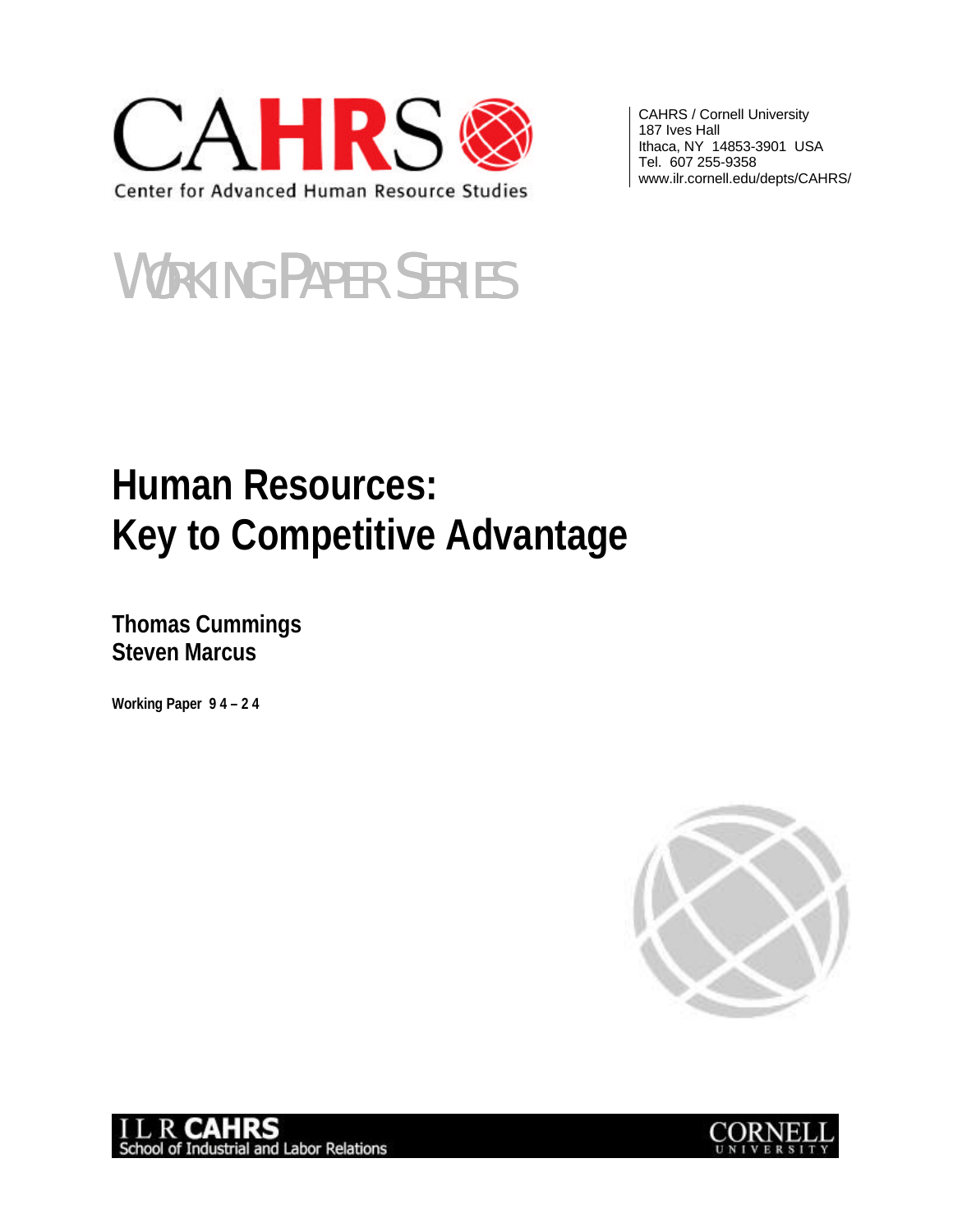CAHRS

Center for Advanced Human Resource Studies

CAHRS / Cornell University
187 Ives Hall
Ithaca, NY 14853-3901 USA
Tel. 607 255-9358
www.ilr.cornell.edu/depts/CAHRS/

WORKING PAPER SERIES

# Human Resources: Key to Competitive Advantage

**Thomas Cummings**
**Steven Marcus**

**Working Paper 94 – 24**

ILR CAHRS
School of Industrial and Labor Relations

CORNELL UNIVERSITY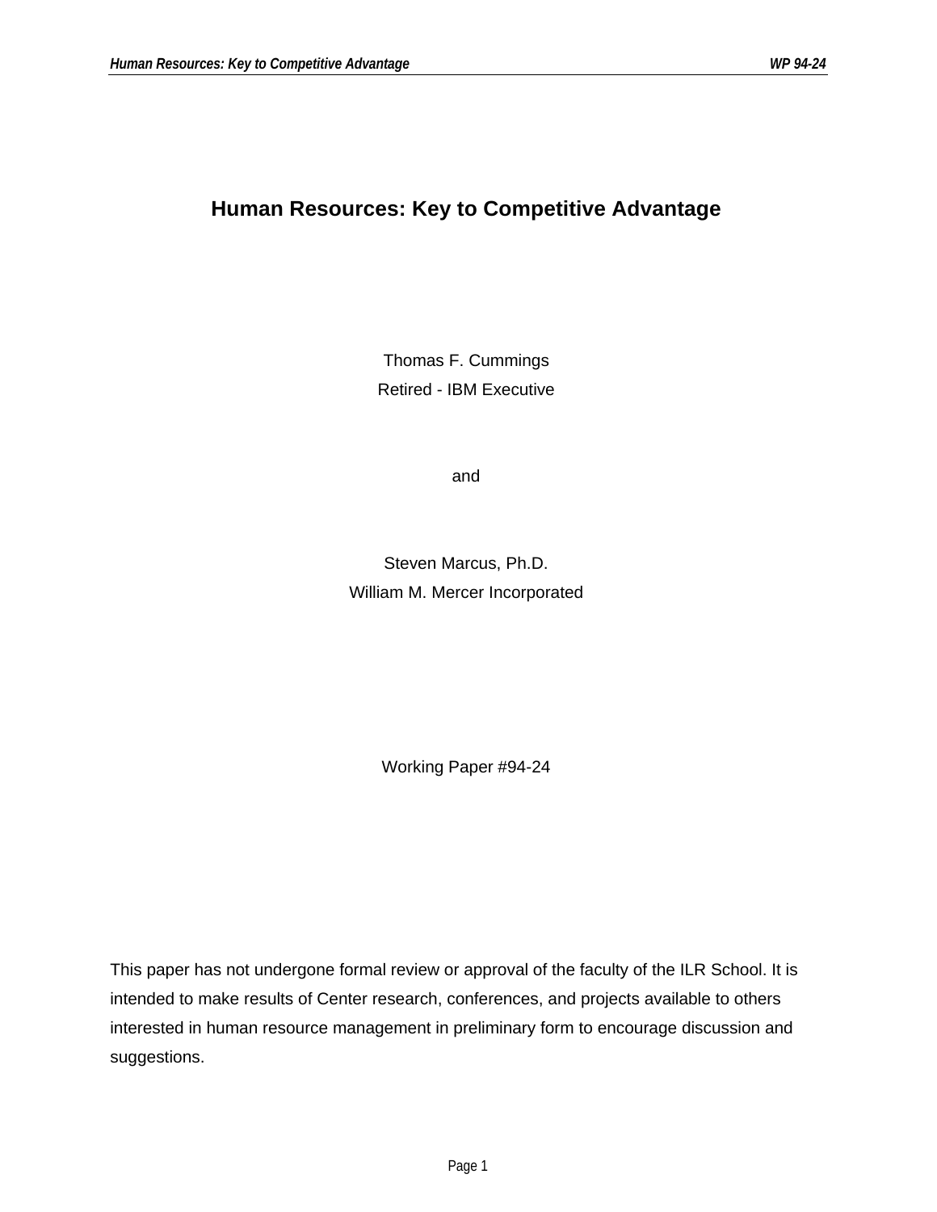# Human Resources: Key to Competitive Advantage

Thomas F. Cummings

Retired - IBM Executive

and

Steven Marcus, Ph.D.

William M. Mercer Incorporated

Working Paper #94-24

This paper has not undergone formal review or approval of the faculty of the ILR School. It is intended to make results of Center research, conferences, and projects available to others interested in human resource management in preliminary form to encourage discussion and suggestions.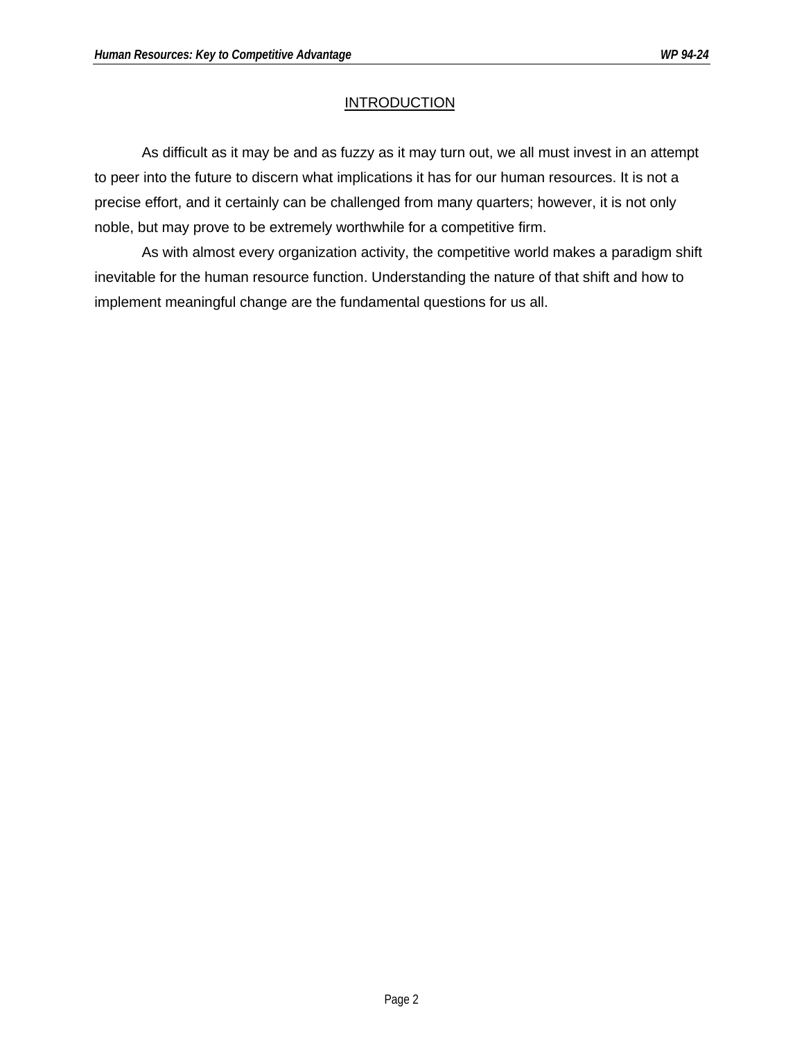## INTRODUCTION

As difficult as it may be and as fuzzy as it may turn out, we all must invest in an attempt to peer into the future to discern what implications it has for our human resources. It is not a precise effort, and it certainly can be challenged from many quarters; however, it is not only noble, but may prove to be extremely worthwhile for a competitive firm.

As with almost every organization activity, the competitive world makes a paradigm shift inevitable for the human resource function. Understanding the nature of that shift and how to implement meaningful change are the fundamental questions for us all.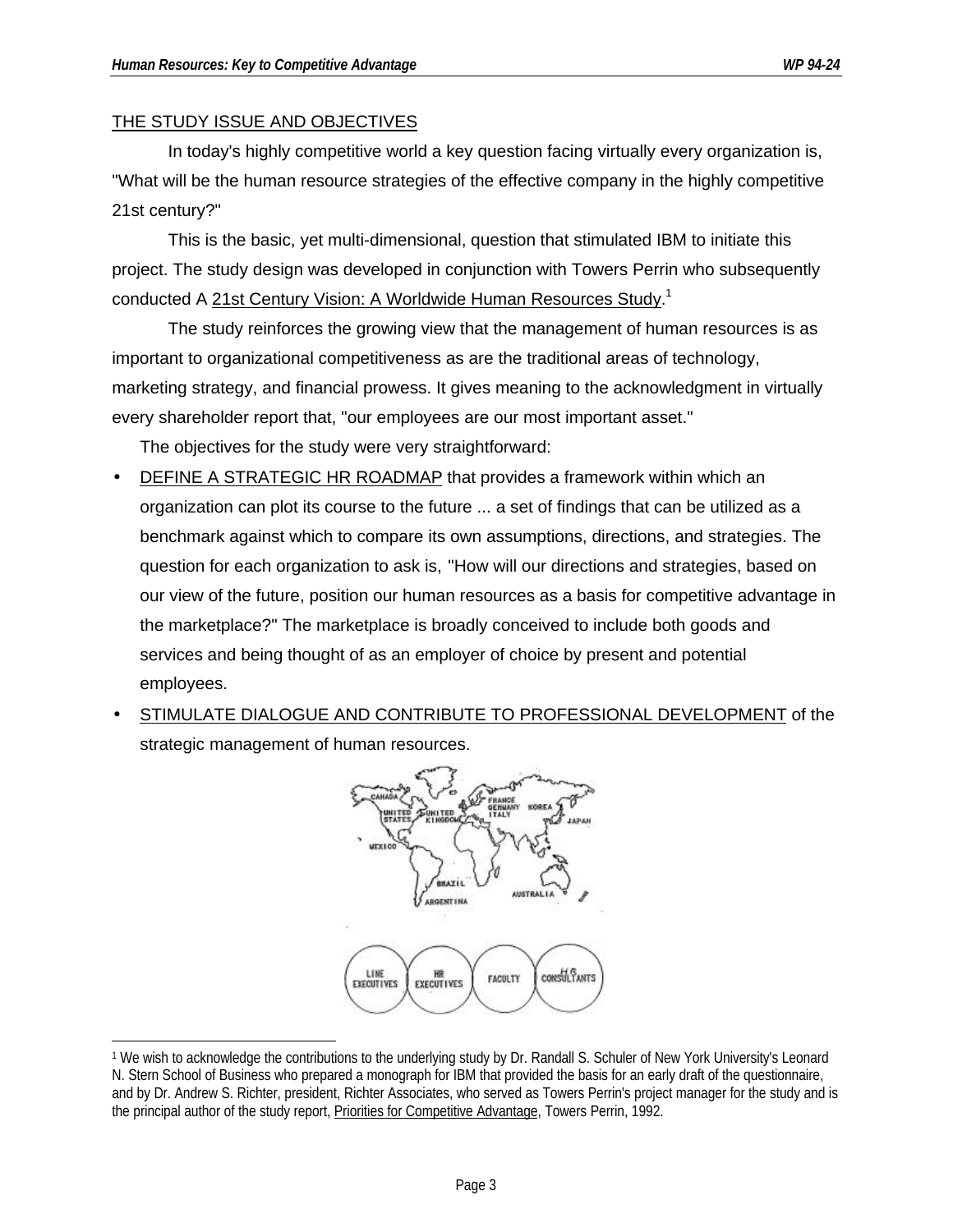## THE STUDY ISSUE AND OBJECTIVES

In today's highly competitive world a key question facing virtually every organization is, "What will be the human resource strategies of the effective company in the highly competitive 21st century?"

This is the basic, yet multi-dimensional, question that stimulated IBM to initiate this project. The study design was developed in conjunction with Towers Perrin who subsequently conducted A 21st Century Vision: A Worldwide Human Resources Study.[1]

The study reinforces the growing view that the management of human resources is as important to organizational competitiveness as are the traditional areas of technology, marketing strategy, and financial prowess. It gives meaning to the acknowledgment in virtually every shareholder report that, "our employees are our most important asset."

The objectives for the study were very straightforward:

- DEFINE A STRATEGIC HR ROADMAP that provides a framework within which an organization can plot its course to the future ... a set of findings that can be utilized as a benchmark against which to compare its own assumptions, directions, and strategies. The question for each organization to ask is, "How will our directions and strategies, based on our view of the future, position our human resources as a basis for competitive advantage in the marketplace?" The marketplace is broadly conceived to include both goods and services and being thought of as an employer of choice by present and potential employees.
- STIMULATE DIALOGUE AND CONTRIBUTE TO PROFESSIONAL DEVELOPMENT of the strategic management of human resources.

[1] We wish to acknowledge the contributions to the underlying study by Dr. Randall S. Schuler of New York University's Leonard N. Stern School of Business who prepared a monograph for IBM that provided the basis for an early draft of the questionnaire, and by Dr. Andrew S. Richter, president, Richter Associates, who served as Towers Perrin's project manager for the study and is the principal author of the study report, Priorities for Competitive Advantage, Towers Perrin, 1992.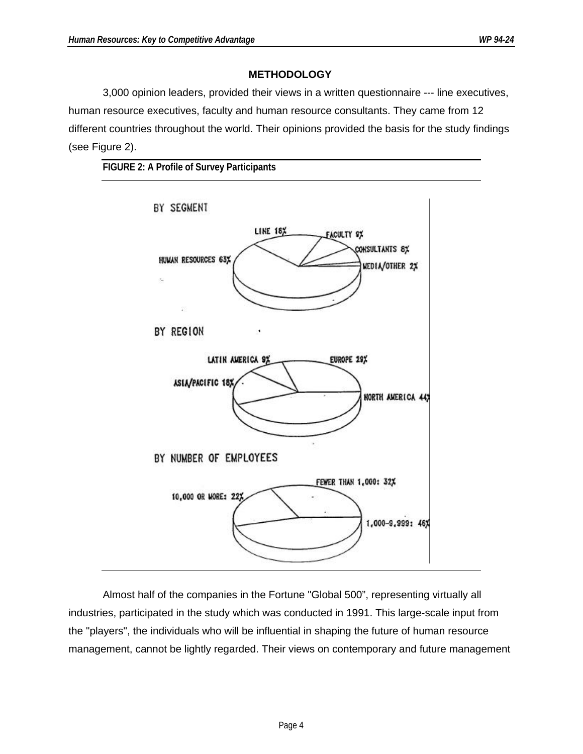## METHODOLOGY

3,000 opinion leaders, provided their views in a written questionnaire --- line executives, human resource executives, faculty and human resource consultants. They came from 12 different countries throughout the world. Their opinions provided the basis for the study findings (see Figure 2).

**FIGURE 2: A Profile of Survey Participants**

BY SEGMENT

- HUMAN RESOURCES 63%
- LINE 18%
- FACULTY 9%
- CONSULTANTS 8%
- MEDIA/OTHER 2%

BY REGION

- NORTH AMERICA 44%
- EUROPE 29%
- ASIA/PACIFIC 18%
- LATIN AMERICA 9%

BY NUMBER OF EMPLOYEES

- 1,000–9,999: 46%
- FEWER THAN 1,000: 32%
- 10,000 OR MORE: 22%

Almost half of the companies in the Fortune "Global 500", representing virtually all industries, participated in the study which was conducted in 1991. This large-scale input from the "players", the individuals who will be influential in shaping the future of human resource management, cannot be lightly regarded. Their views on contemporary and future management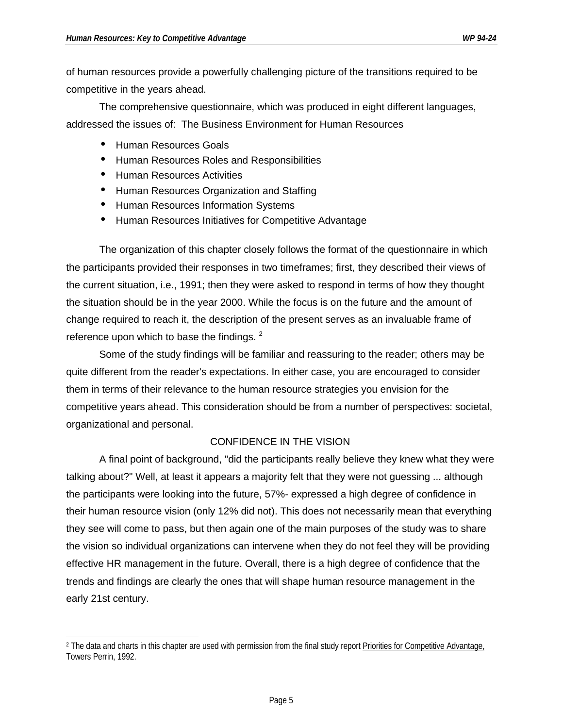of human resources provide a powerfully challenging picture of the transitions required to be competitive in the years ahead.

The comprehensive questionnaire, which was produced in eight different languages, addressed the issues of: The Business Environment for Human Resources

- Human Resources Goals
- Human Resources Roles and Responsibilities
- Human Resources Activities
- Human Resources Organization and Staffing
- Human Resources Information Systems
- Human Resources Initiatives for Competitive Advantage

The organization of this chapter closely follows the format of the questionnaire in which the participants provided their responses in two timeframes; first, they described their views of the current situation, i.e., 1991; then they were asked to respond in terms of how they thought the situation should be in the year 2000. While the focus is on the future and the amount of change required to reach it, the description of the present serves as an invaluable frame of reference upon which to base the findings. [2]

Some of the study findings will be familiar and reassuring to the reader; others may be quite different from the reader's expectations. In either case, you are encouraged to consider them in terms of their relevance to the human resource strategies you envision for the competitive years ahead. This consideration should be from a number of perspectives: societal, organizational and personal.

## CONFIDENCE IN THE VISION

A final point of background, "did the participants really believe they knew what they were talking about?" Well, at least it appears a majority felt that they were not guessing ... although the participants were looking into the future, 57%- expressed a high degree of confidence in their human resource vision (only 12% did not). This does not necessarily mean that everything they see will come to pass, but then again one of the main purposes of the study was to share the vision so individual organizations can intervene when they do not feel they will be providing effective HR management in the future. Overall, there is a high degree of confidence that the trends and findings are clearly the ones that will shape human resource management in the early 21st century.

---

[2] The data and charts in this chapter are used with permission from the final study report Priorities for Competitive Advantage, Towers Perrin, 1992.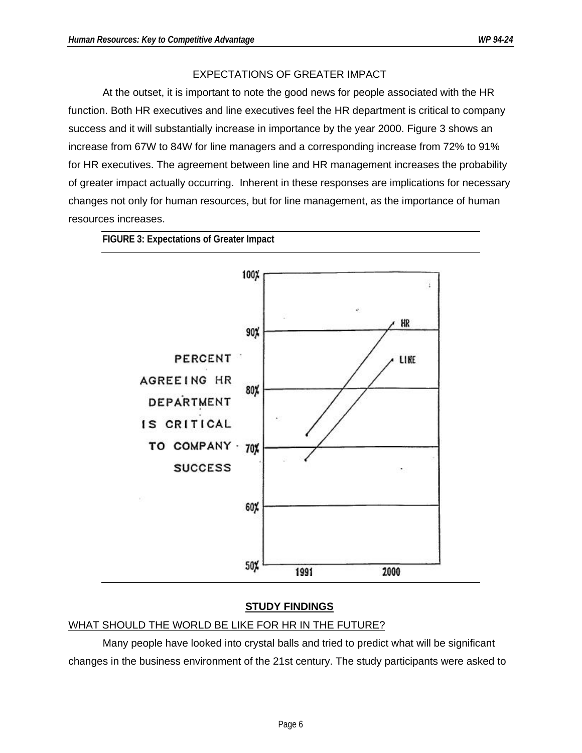EXPECTATIONS OF GREATER IMPACT

At the outset, it is important to note the good news for people associated with the HR function. Both HR executives and line executives feel the HR department is critical to company success and it will substantially increase in importance by the year 2000. Figure 3 shows an increase from 67W to 84W for line managers and a corresponding increase from 72% to 91% for HR executives. The agreement between line and HR management increases the probability of greater impact actually occurring. Inherent in these responses are implications for necessary changes not only for human resources, but for line management, as the importance of human resources increases.

**FIGURE 3: Expectations of Greater Impact**

## STUDY FINDINGS

### WHAT SHOULD THE WORLD BE LIKE FOR HR IN THE FUTURE?

Many people have looked into crystal balls and tried to predict what will be significant changes in the business environment of the 21st century. The study participants were asked to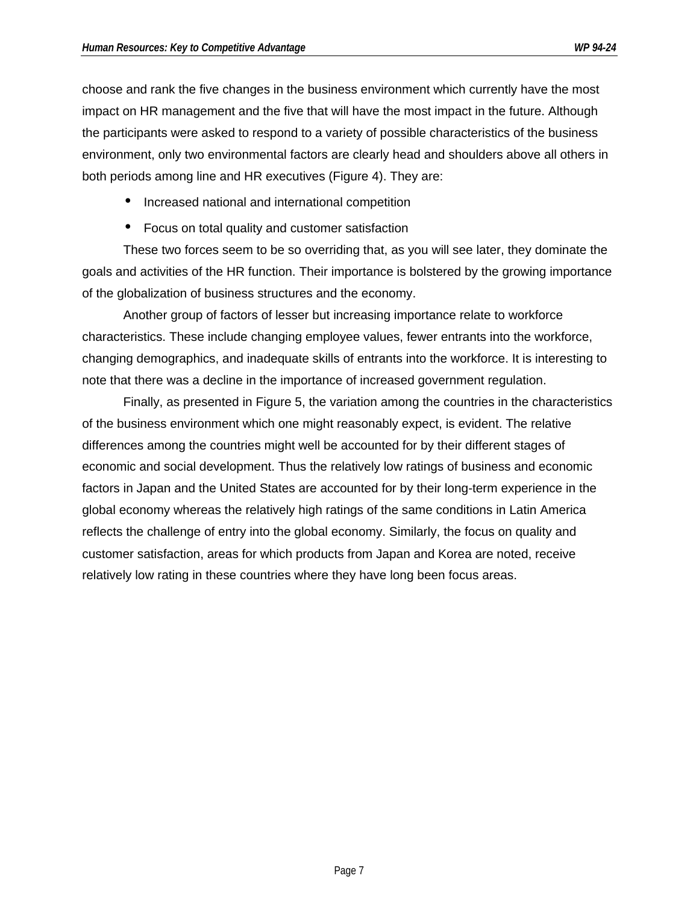choose and rank the five changes in the business environment which currently have the most impact on HR management and the five that will have the most impact in the future. Although the participants were asked to respond to a variety of possible characteristics of the business environment, only two environmental factors are clearly head and shoulders above all others in both periods among line and HR executives (Figure 4). They are:

- Increased national and international competition
- Focus on total quality and customer satisfaction

These two forces seem to be so overriding that, as you will see later, they dominate the goals and activities of the HR function. Their importance is bolstered by the growing importance of the globalization of business structures and the economy.

Another group of factors of lesser but increasing importance relate to workforce characteristics. These include changing employee values, fewer entrants into the workforce, changing demographics, and inadequate skills of entrants into the workforce. It is interesting to note that there was a decline in the importance of increased government regulation.

Finally, as presented in Figure 5, the variation among the countries in the characteristics of the business environment which one might reasonably expect, is evident. The relative differences among the countries might well be accounted for by their different stages of economic and social development. Thus the relatively low ratings of business and economic factors in Japan and the United States are accounted for by their long-term experience in the global economy whereas the relatively high ratings of the same conditions in Latin America reflects the challenge of entry into the global economy. Similarly, the focus on quality and customer satisfaction, areas for which products from Japan and Korea are noted, receive relatively low rating in these countries where they have long been focus areas.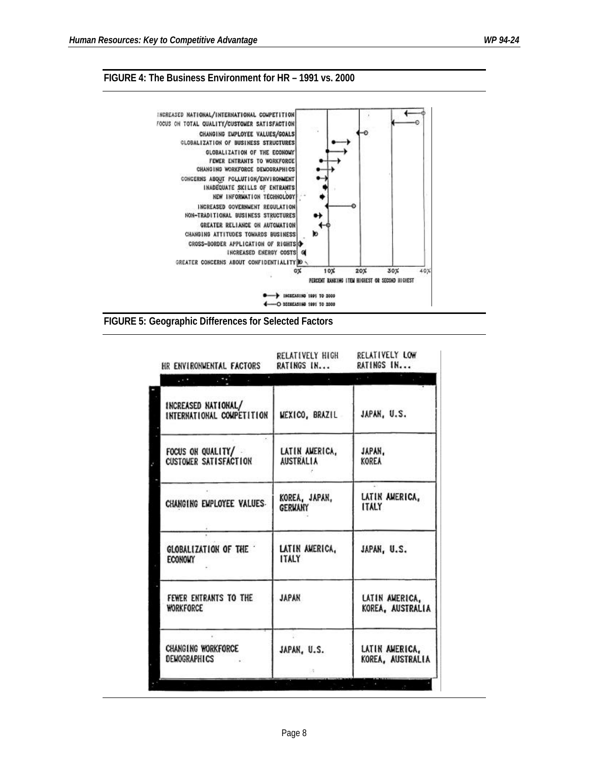**FIGURE 4: The Business Environment for HR – 1991 vs. 2000**

INCREASED NATIONAL/INTERNATIONAL COMPETITION
FOCUS ON TOTAL QUALITY/CUSTOMER SATISFACTION
CHANGING EMPLOYEE VALUES/GOALS
GLOBALIZATION OF BUSINESS STRUCTURES
GLOBALIZATION OF THE ECONOMY
FEWER ENTRANTS TO WORKFORCE
CHANGING WORKFORCE DEMOGRAPHICS
CONCERNS ABOUT POLLUTION/ENVIRONMENT
INADEQUATE SKILLS OF ENTRANTS
NEW INFORMATION TECHNOLOGY
INCREASED GOVERNMENT REGULATION
NON-TRADITIONAL BUSINESS STRUCTURES
GREATER RELIANCE ON AUTOMATION
CHANGING ATTITUDES TOWARDS BUSINESS
CROSS-BORDER APPLICATION OF RIGHTS
INCREASED ENERGY COSTS
GREATER CONCERNS ABOUT CONFIDENTIALITY

0% 10% 20% 30% 40%

PERCENT RANKING ITEM HIGHEST OR SECOND HIGHEST

INCREASING 1991 TO 2000
DECREASING 1991 TO 2000

**FIGURE 5: Geographic Differences for Selected Factors**

| HR ENVIRONMENTAL FACTORS | RELATIVELY HIGH RATINGS IN... | RELATIVELY LOW RATINGS IN... |
|---|---|---|
| INCREASED NATIONAL/ INTERNATIONAL COMPETITION | MEXICO, BRAZIL | JAPAN, U.S. |
| FOCUS ON QUALITY/ CUSTOMER SATISFACTION | LATIN AMERICA, AUSTRALIA | JAPAN, KOREA |
| CHANGING EMPLOYEE VALUES | KOREA, JAPAN, GERMANY | LATIN AMERICA, ITALY |
| GLOBALIZATION OF THE ECONOMY | LATIN AMERICA, ITALY | JAPAN, U.S. |
| FEWER ENTRANTS TO THE WORKFORCE | JAPAN | LATIN AMERICA, KOREA, AUSTRALIA |
| CHANGING WORKFORCE DEMOGRAPHICS | JAPAN, U.S. | LATIN AMERICA, KOREA, AUSTRALIA |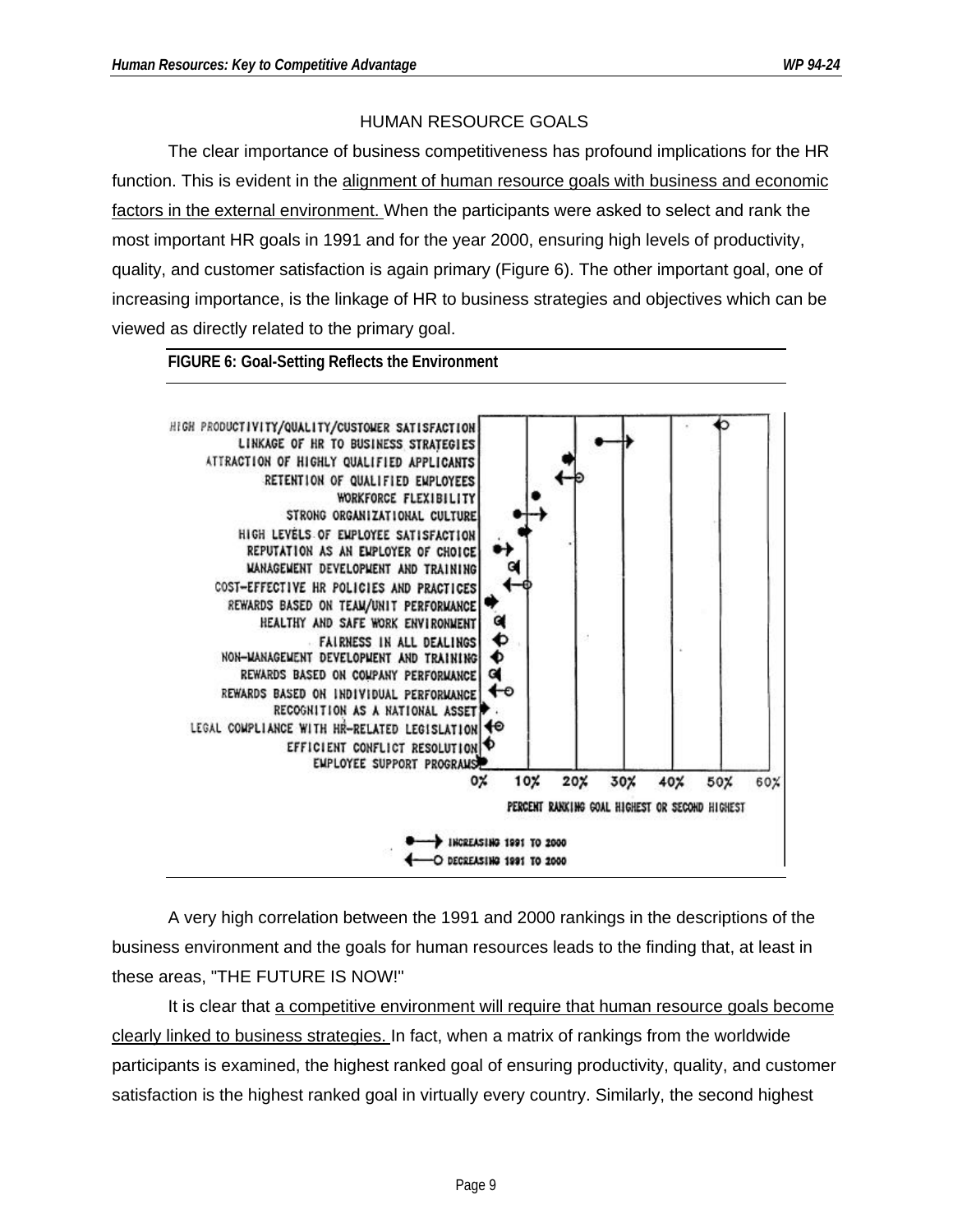## HUMAN RESOURCE GOALS

The clear importance of business competitiveness has profound implications for the HR function. This is evident in the alignment of human resource goals with business and economic factors in the external environment. When the participants were asked to select and rank the most important HR goals in 1991 and for the year 2000, ensuring high levels of productivity, quality, and customer satisfaction is again primary (Figure 6). The other important goal, one of increasing importance, is the linkage of HR to business strategies and objectives which can be viewed as directly related to the primary goal.

**FIGURE 6: Goal-Setting Reflects the Environment**

A very high correlation between the 1991 and 2000 rankings in the descriptions of the business environment and the goals for human resources leads to the finding that, at least in these areas, "THE FUTURE IS NOW!"

It is clear that a competitive environment will require that human resource goals become clearly linked to business strategies. In fact, when a matrix of rankings from the worldwide participants is examined, the highest ranked goal of ensuring productivity, quality, and customer satisfaction is the highest ranked goal in virtually every country. Similarly, the second highest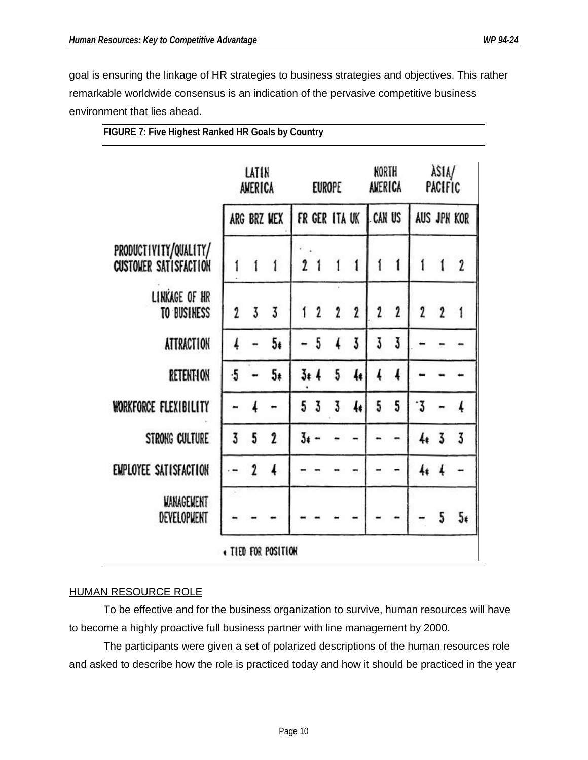goal is ensuring the linkage of HR strategies to business strategies and objectives. This rather remarkable worldwide consensus is an indication of the pervasive competitive business environment that lies ahead.

**FIGURE 7: Five Highest Ranked HR Goals by Country**

| | LATIN AMERICA | | | EUROPE | | | | NORTH AMERICA | | ASIA/ PACIFIC | | |
|---|---|---|---|---|---|---|---|---|---|---|---|---|
| | ARG | BRZ | MEX | FR | GER | ITA | UK | CAN | US | AUS | JPN | KOR |
| PRODUCTIVITY/QUALITY/ CUSTOMER SATISFACTION | 1 | 1 | 1 | 2 | 1 | 1 | 1 | 1 | 1 | 1 | 1 | 2 |
| LINKAGE OF HR TO BUSINESS | 2 | 3 | 3 | 1 | 2 | 2 | 2 | 2 | 2 | 2 | 2 | 1 |
| ATTRACTION | 4 | – | 5* | – | 5 | 4 | 3 | 3 | 3 | – | – | – |
| RETENTION | 5 | – | 5* | 3* | 4 | 5 | 4* | 4 | 4 | – | – | – |
| WORKFORCE FLEXIBILITY | – | 4 | – | 5 | 3 | 3 | 4* | 5 | 5 | 3 | – | 4 |
| STRONG CULTURE | 3 | 5 | 2 | 3* | – | – | – | – | – | 4* | 3 | 3 |
| EMPLOYEE SATISFACTION | – | 2 | 4 | – | – | – | – | – | – | 4* | 4 | – |
| MANAGEMENT DEVELOPMENT | – | – | – | – | – | – | – | – | – | – | 5 | 5* |

\* TIED FOR POSITION

<u>HUMAN RESOURCE ROLE</u>

To be effective and for the business organization to survive, human resources will have to become a highly proactive full business partner with line management by 2000.

The participants were given a set of polarized descriptions of the human resources role and asked to describe how the role is practiced today and how it should be practiced in the year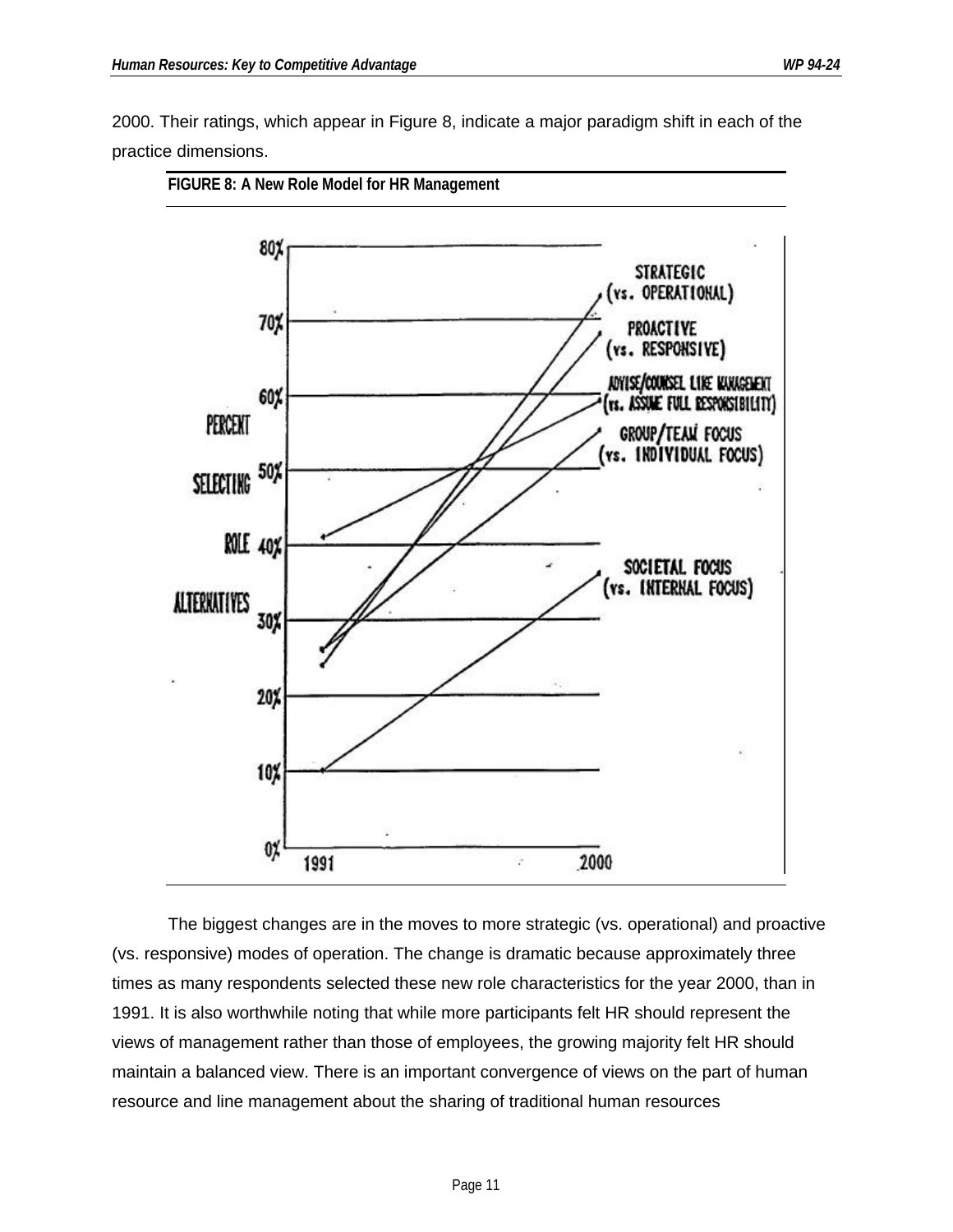2000. Their ratings, which appear in Figure 8, indicate a major paradigm shift in each of the practice dimensions.

**FIGURE 8: A New Role Model for HR Management**

The biggest changes are in the moves to more strategic (vs. operational) and proactive (vs. responsive) modes of operation. The change is dramatic because approximately three times as many respondents selected these new role characteristics for the year 2000, than in 1991. It is also worthwhile noting that while more participants felt HR should represent the views of management rather than those of employees, the growing majority felt HR should maintain a balanced view. There is an important convergence of views on the part of human resource and line management about the sharing of traditional human resources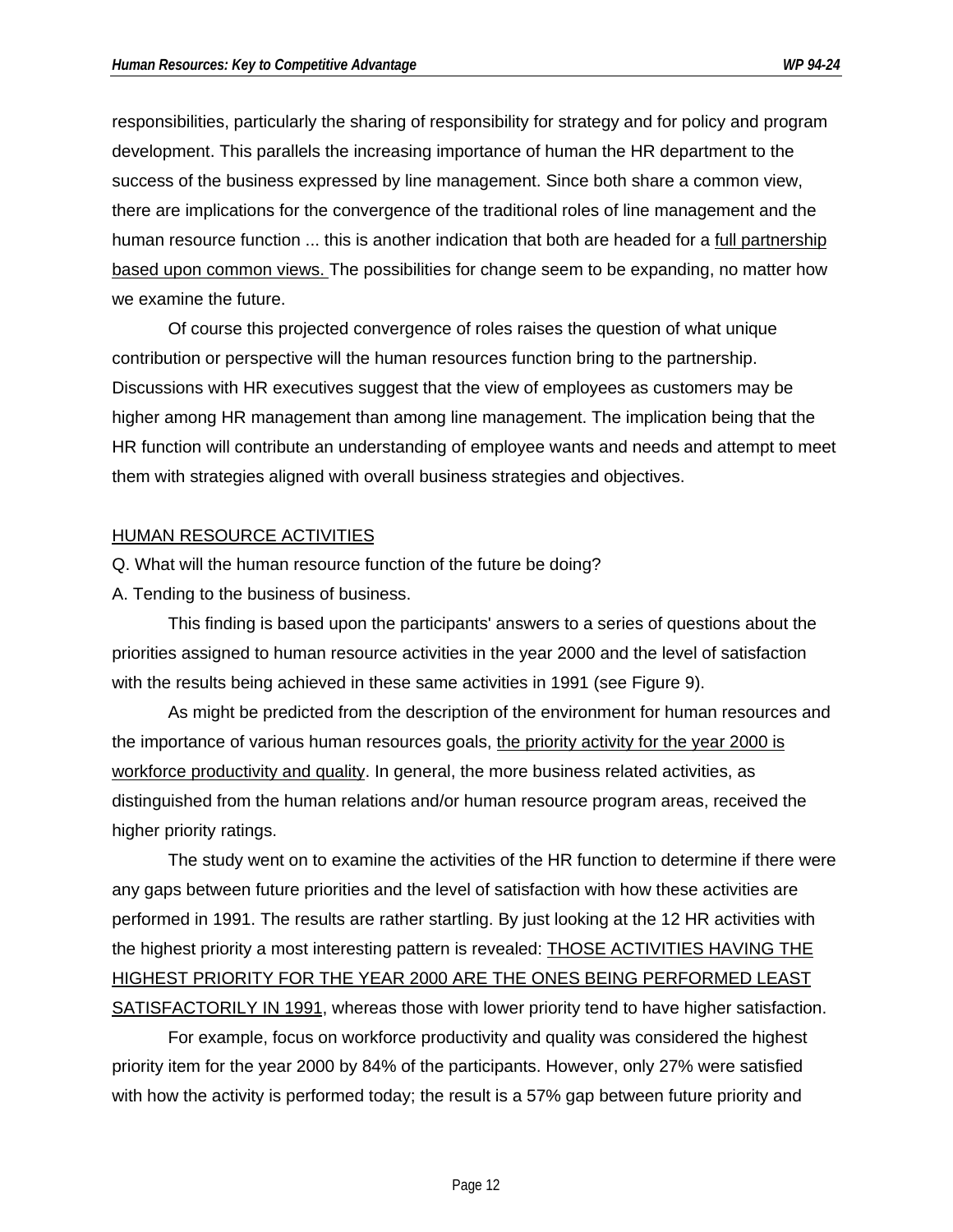responsibilities, particularly the sharing of responsibility for strategy and for policy and program development. This parallels the increasing importance of human the HR department to the success of the business expressed by line management. Since both share a common view, there are implications for the convergence of the traditional roles of line management and the human resource function ... this is another indication that both are headed for a <u>full partnership based upon common views.</u> The possibilities for change seem to be expanding, no matter how we examine the future.

Of course this projected convergence of roles raises the question of what unique contribution or perspective will the human resources function bring to the partnership. Discussions with HR executives suggest that the view of employees as customers may be higher among HR management than among line management. The implication being that the HR function will contribute an understanding of employee wants and needs and attempt to meet them with strategies aligned with overall business strategies and objectives.

## <u>HUMAN RESOURCE ACTIVITIES</u>

Q. What will the human resource function of the future be doing?

A. Tending to the business of business.

This finding is based upon the participants' answers to a series of questions about the priorities assigned to human resource activities in the year 2000 and the level of satisfaction with the results being achieved in these same activities in 1991 (see Figure 9).

As might be predicted from the description of the environment for human resources and the importance of various human resources goals, <u>the priority activity for the year 2000 is workforce productivity and quality</u>. In general, the more business related activities, as distinguished from the human relations and/or human resource program areas, received the higher priority ratings.

The study went on to examine the activities of the HR function to determine if there were any gaps between future priorities and the level of satisfaction with how these activities are performed in 1991. The results are rather startling. By just looking at the 12 HR activities with the highest priority a most interesting pattern is revealed: <u>THOSE ACTIVITIES HAVING THE HIGHEST PRIORITY FOR THE YEAR 2000 ARE THE ONES BEING PERFORMED LEAST SATISFACTORILY IN 1991</u>, whereas those with lower priority tend to have higher satisfaction.

For example, focus on workforce productivity and quality was considered the highest priority item for the year 2000 by 84% of the participants. However, only 27% were satisfied with how the activity is performed today; the result is a 57% gap between future priority and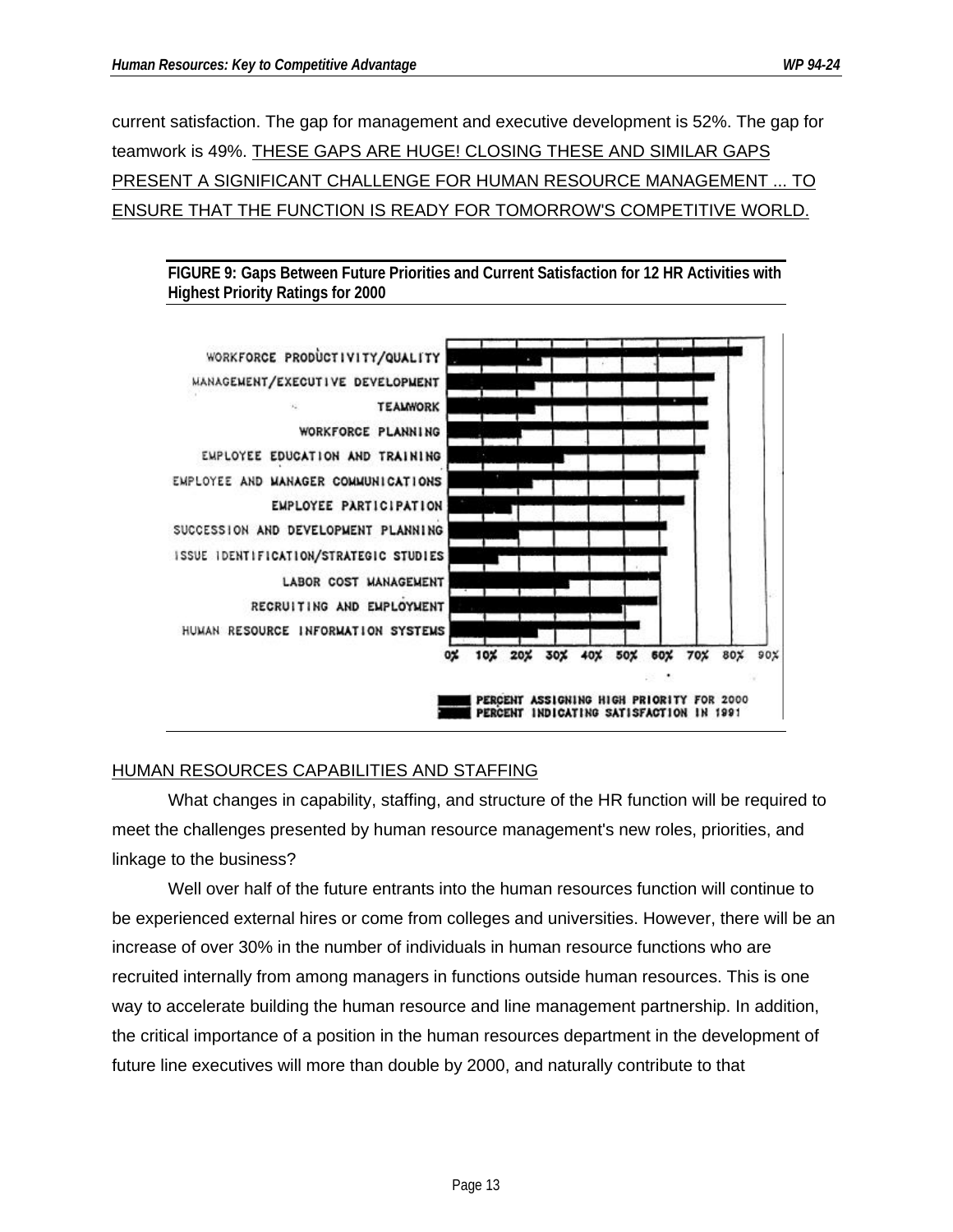current satisfaction. The gap for management and executive development is 52%. The gap for teamwork is 49%. THESE GAPS ARE HUGE! CLOSING THESE AND SIMILAR GAPS PRESENT A SIGNIFICANT CHALLENGE FOR HUMAN RESOURCE MANAGEMENT ... TO ENSURE THAT THE FUNCTION IS READY FOR TOMORROW'S COMPETITIVE WORLD.

**FIGURE 9: Gaps Between Future Priorities and Current Satisfaction for 12 HR Activities with Highest Priority Ratings for 2000**

WORKFORCE PRODUCTIVITY/QUALITY
MANAGEMENT/EXECUTIVE DEVELOPMENT
TEAMWORK
WORKFORCE PLANNING
EMPLOYEE EDUCATION AND TRAINING
EMPLOYEE AND MANAGER COMMUNICATIONS
EMPLOYEE PARTICIPATION
SUCCESSION AND DEVELOPMENT PLANNING
ISSUE IDENTIFICATION/STRATEGIC STUDIES
LABOR COST MANAGEMENT
RECRUITING AND EMPLOYMENT
HUMAN RESOURCE INFORMATION SYSTEMS

0% 10% 20% 30% 40% 50% 60% 70% 80% 90%

PERCENT ASSIGNING HIGH PRIORITY FOR 2000
PERCENT INDICATING SATISFACTION IN 1991

## HUMAN RESOURCES CAPABILITIES AND STAFFING

What changes in capability, staffing, and structure of the HR function will be required to meet the challenges presented by human resource management's new roles, priorities, and linkage to the business?

Well over half of the future entrants into the human resources function will continue to be experienced external hires or come from colleges and universities. However, there will be an increase of over 30% in the number of individuals in human resource functions who are recruited internally from among managers in functions outside human resources. This is one way to accelerate building the human resource and line management partnership. In addition, the critical importance of a position in the human resources department in the development of future line executives will more than double by 2000, and naturally contribute to that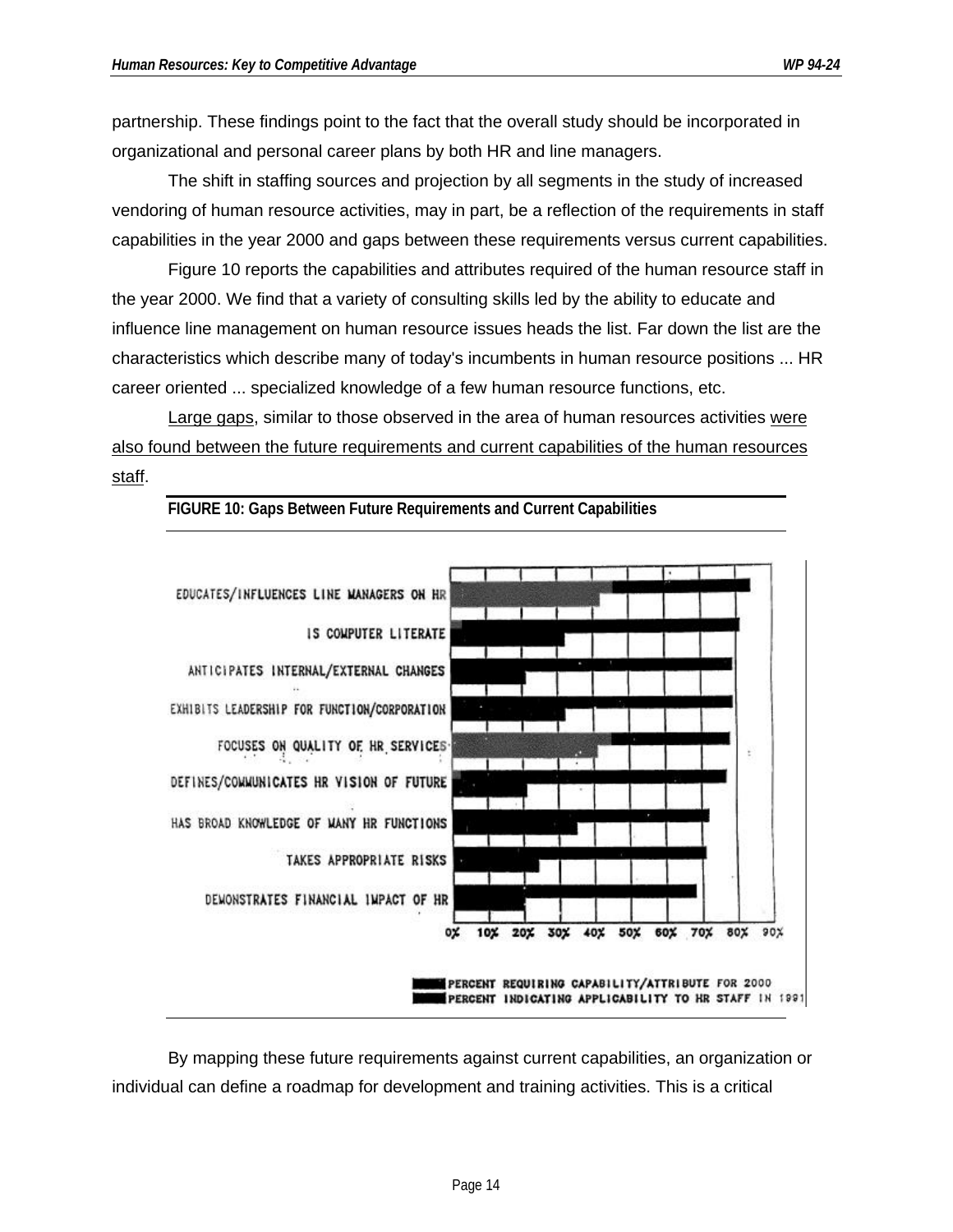partnership. These findings point to the fact that the overall study should be incorporated in organizational and personal career plans by both HR and line managers.

The shift in staffing sources and projection by all segments in the study of increased vendoring of human resource activities, may in part, be a reflection of the requirements in staff capabilities in the year 2000 and gaps between these requirements versus current capabilities.

Figure 10 reports the capabilities and attributes required of the human resource staff in the year 2000. We find that a variety of consulting skills led by the ability to educate and influence line management on human resource issues heads the list. Far down the list are the characteristics which describe many of today's incumbents in human resource positions ... HR career oriented ... specialized knowledge of a few human resource functions, etc.

Large gaps, similar to those observed in the area of human resources activities were also found between the future requirements and current capabilities of the human resources staff.

**FIGURE 10: Gaps Between Future Requirements and Current Capabilities**

By mapping these future requirements against current capabilities, an organization or individual can define a roadmap for development and training activities. This is a critical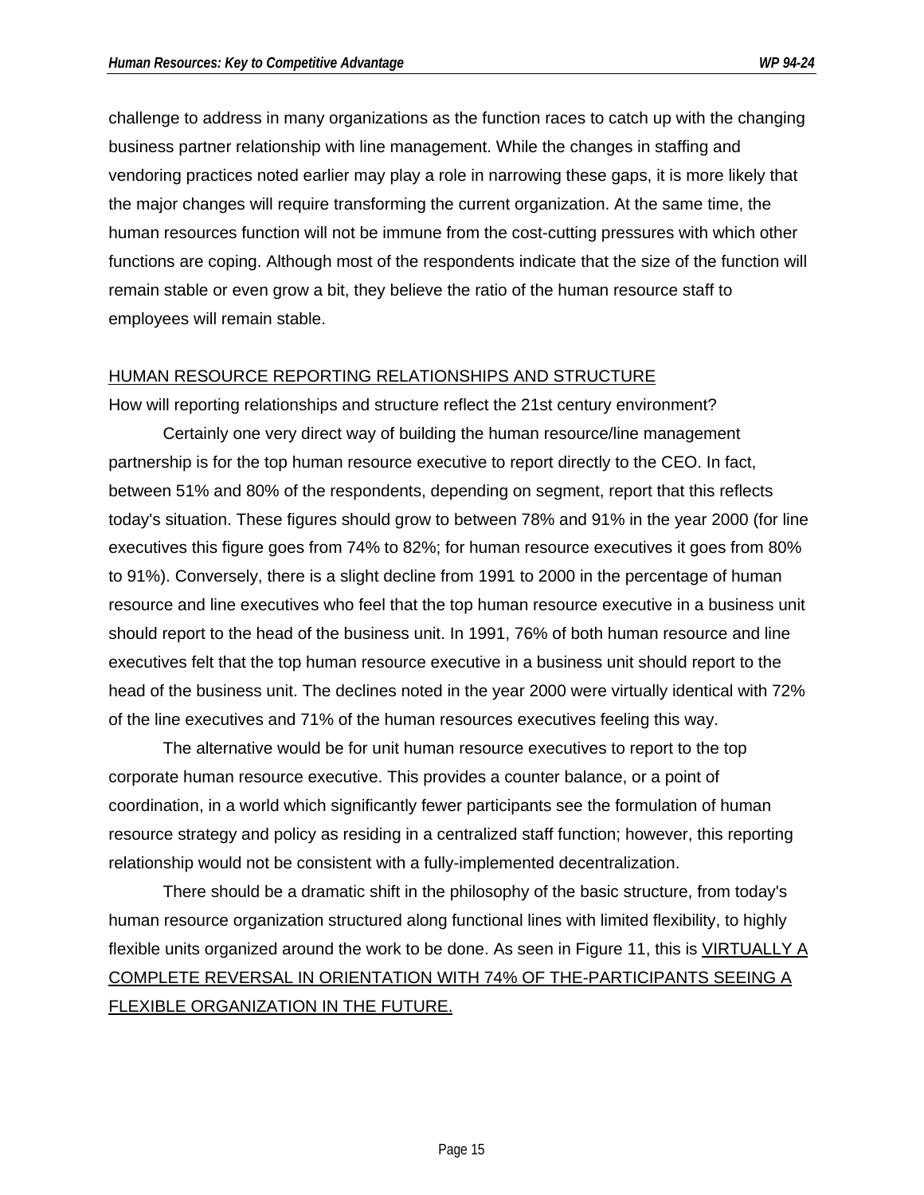challenge to address in many organizations as the function races to catch up with the changing business partner relationship with line management. While the changes in staffing and vendoring practices noted earlier may play a role in narrowing these gaps, it is more likely that the major changes will require transforming the current organization. At the same time, the human resources function will not be immune from the cost-cutting pressures with which other functions are coping. Although most of the respondents indicate that the size of the function will remain stable or even grow a bit, they believe the ratio of the human resource staff to employees will remain stable.

## HUMAN RESOURCE REPORTING RELATIONSHIPS AND STRUCTURE

How will reporting relationships and structure reflect the 21st century environment?

Certainly one very direct way of building the human resource/line management partnership is for the top human resource executive to report directly to the CEO. In fact, between 51% and 80% of the respondents, depending on segment, report that this reflects today's situation. These figures should grow to between 78% and 91% in the year 2000 (for line executives this figure goes from 74% to 82%; for human resource executives it goes from 80% to 91%). Conversely, there is a slight decline from 1991 to 2000 in the percentage of human resource and line executives who feel that the top human resource executive in a business unit should report to the head of the business unit. In 1991, 76% of both human resource and line executives felt that the top human resource executive in a business unit should report to the head of the business unit. The declines noted in the year 2000 were virtually identical with 72% of the line executives and 71% of the human resources executives feeling this way.

The alternative would be for unit human resource executives to report to the top corporate human resource executive. This provides a counter balance, or a point of coordination, in a world which significantly fewer participants see the formulation of human resource strategy and policy as residing in a centralized staff function; however, this reporting relationship would not be consistent with a fully-implemented decentralization.

There should be a dramatic shift in the philosophy of the basic structure, from today's human resource organization structured along functional lines with limited flexibility, to highly flexible units organized around the work to be done. As seen in Figure 11, this is VIRTUALLY A COMPLETE REVERSAL IN ORIENTATION WITH 74% OF THE-PARTICIPANTS SEEING A FLEXIBLE ORGANIZATION IN THE FUTURE.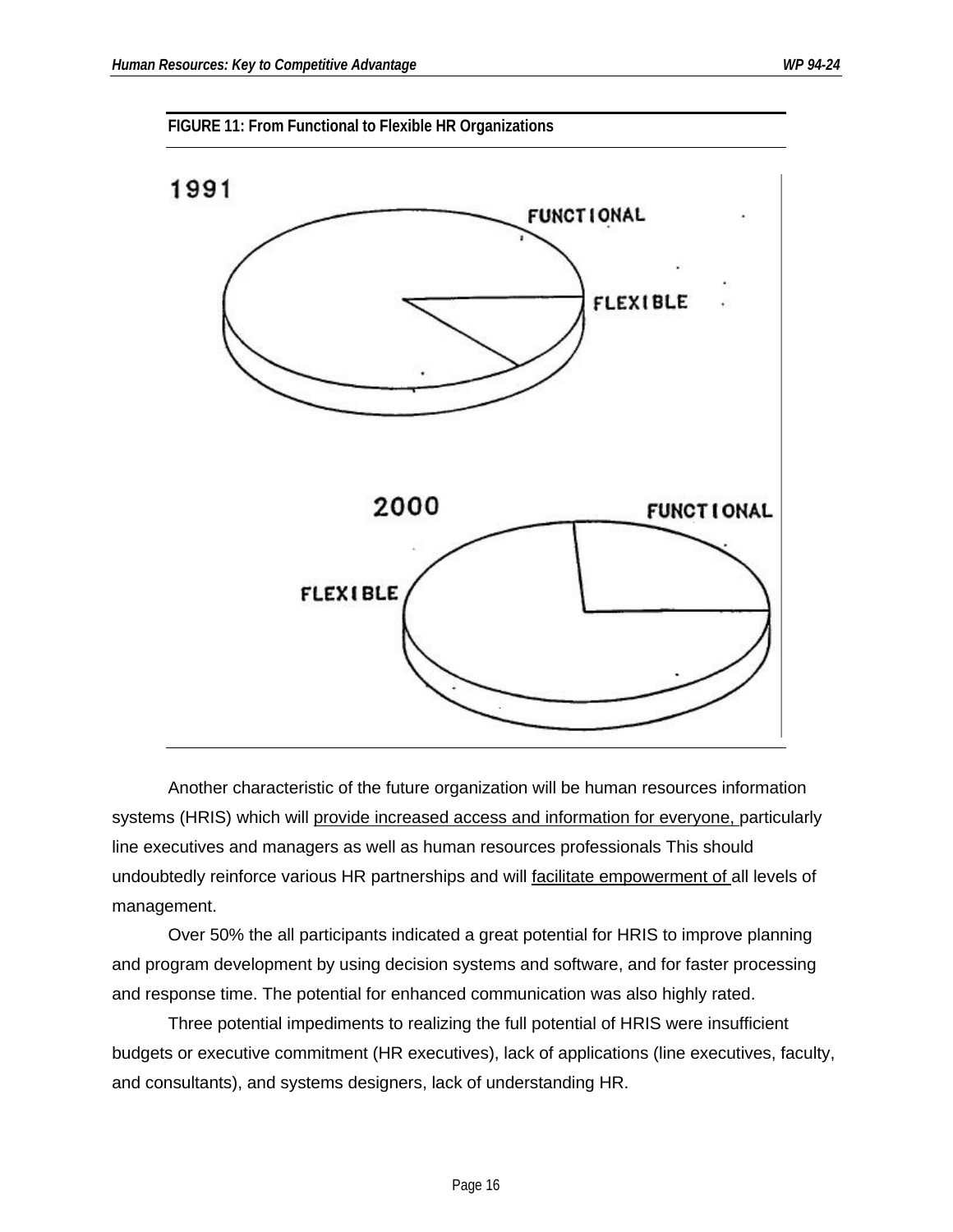**FIGURE 11: From Functional to Flexible HR Organizations**

Another characteristic of the future organization will be human resources information systems (HRIS) which will provide increased access and information for everyone, particularly line executives and managers as well as human resources professionals This should undoubtedly reinforce various HR partnerships and will facilitate empowerment of all levels of management.

Over 50% the all participants indicated a great potential for HRIS to improve planning and program development by using decision systems and software, and for faster processing and response time. The potential for enhanced communication was also highly rated.

Three potential impediments to realizing the full potential of HRIS were insufficient budgets or executive commitment (HR executives), lack of applications (line executives, faculty, and consultants), and systems designers, lack of understanding HR.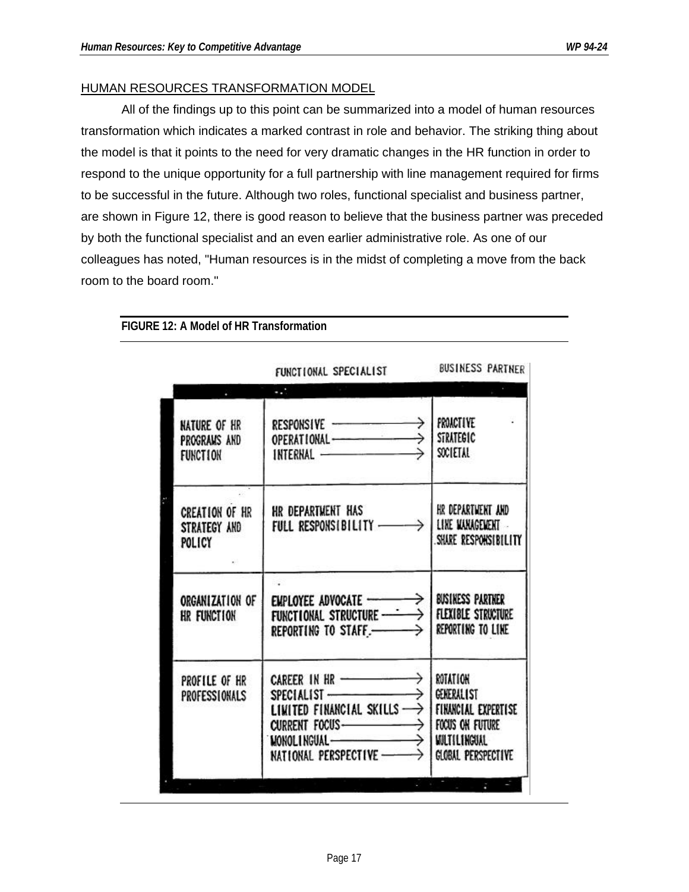## HUMAN RESOURCES TRANSFORMATION MODEL

All of the findings up to this point can be summarized into a model of human resources transformation which indicates a marked contrast in role and behavior. The striking thing about the model is that it points to the need for very dramatic changes in the HR function in order to respond to the unique opportunity for a full partnership with line management required for firms to be successful in the future. Although two roles, functional specialist and business partner, are shown in Figure 12, there is good reason to believe that the business partner was preceded by both the functional specialist and an even earlier administrative role. As one of our colleagues has noted, "Human resources is in the midst of completing a move from the back room to the board room."

**FIGURE 12: A Model of HR Transformation**

| | FUNCTIONAL SPECIALIST | BUSINESS PARTNER |
|---|---|---|
| NATURE OF HR PROGRAMS AND FUNCTION | RESPONSIVE →<br>OPERATIONAL →<br>INTERNAL → | PROACTIVE<br>STRATEGIC<br>SOCIETAL |
| CREATION OF HR STRATEGY AND POLICY | HR DEPARTMENT HAS FULL RESPONSIBILITY → | HR DEPARTMENT AND LINE MANAGEMENT SHARE RESPONSIBILITY |
| ORGANIZATION OF HR FUNCTION | EMPLOYEE ADVOCATE →<br>FUNCTIONAL STRUCTURE →<br>REPORTING TO STAFF → | BUSINESS PARTNER<br>FLEXIBLE STRUCTURE<br>REPORTING TO LINE |
| PROFILE OF HR PROFESSIONALS | CAREER IN HR →<br>SPECIALIST →<br>LIMITED FINANCIAL SKILLS →<br>CURRENT FOCUS →<br>MONOLINGUAL →<br>NATIONAL PERSPECTIVE → | ROTATION<br>GENERALIST<br>FINANCIAL EXPERTISE<br>FOCUS ON FUTURE<br>MULTILINGUAL<br>GLOBAL PERSPECTIVE |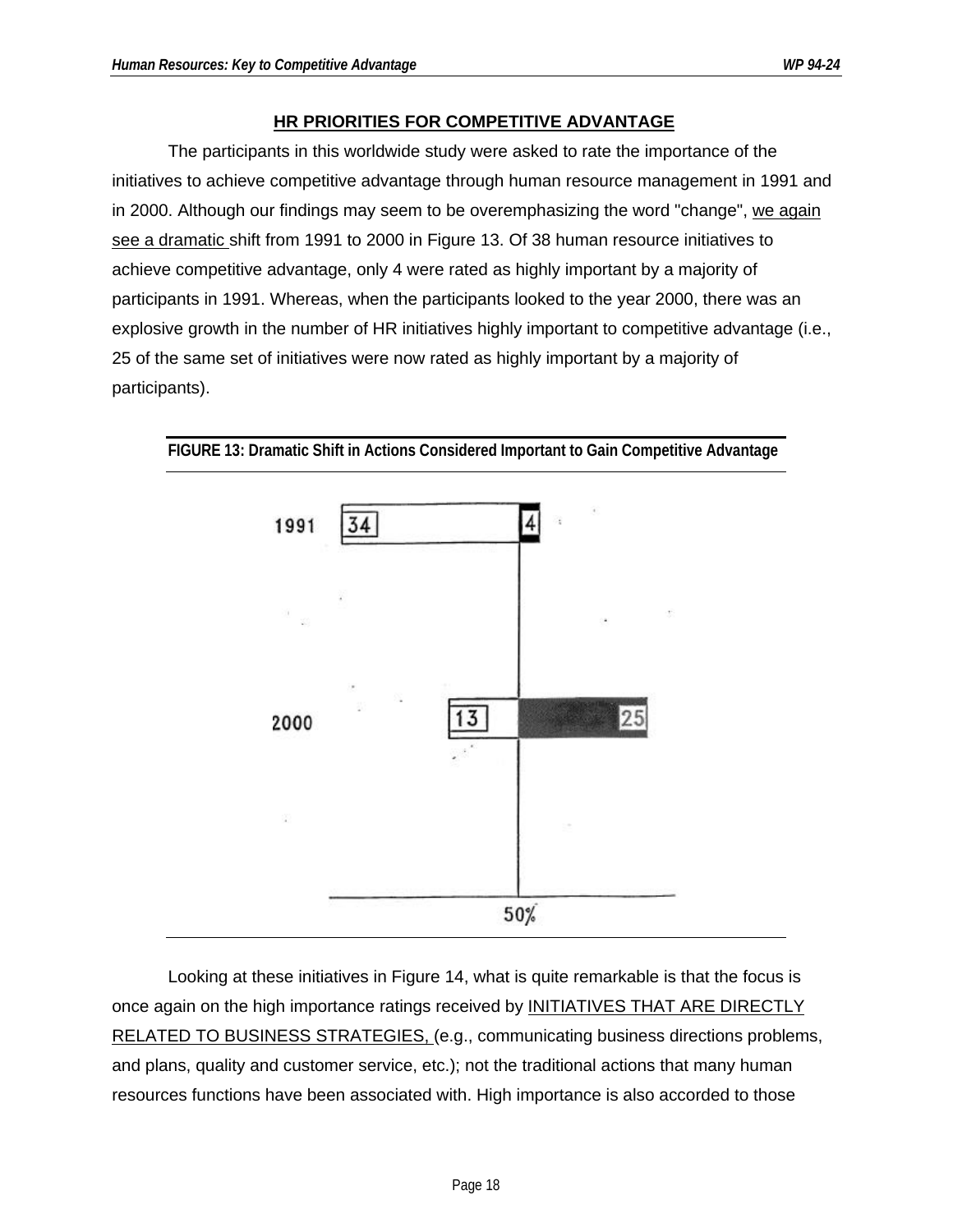## HR PRIORITIES FOR COMPETITIVE ADVANTAGE

The participants in this worldwide study were asked to rate the importance of the initiatives to achieve competitive advantage through human resource management in 1991 and in 2000. Although our findings may seem to be overemphasizing the word "change", we again see a dramatic shift from 1991 to 2000 in Figure 13. Of 38 human resource initiatives to achieve competitive advantage, only 4 were rated as highly important by a majority of participants in 1991. Whereas, when the participants looked to the year 2000, there was an explosive growth in the number of HR initiatives highly important to competitive advantage (i.e., 25 of the same set of initiatives were now rated as highly important by a majority of participants).

**FIGURE 13: Dramatic Shift in Actions Considered Important to Gain Competitive Advantage**

| Year | Below 50% | Above 50% |
|---|---|---|
| 1991 | 34 | 4 |
| 2000 | 13 | 25 |

Looking at these initiatives in Figure 14, what is quite remarkable is that the focus is once again on the high importance ratings received by INITIATIVES THAT ARE DIRECTLY RELATED TO BUSINESS STRATEGIES, (e.g., communicating business directions problems, and plans, quality and customer service, etc.); not the traditional actions that many human resources functions have been associated with. High importance is also accorded to those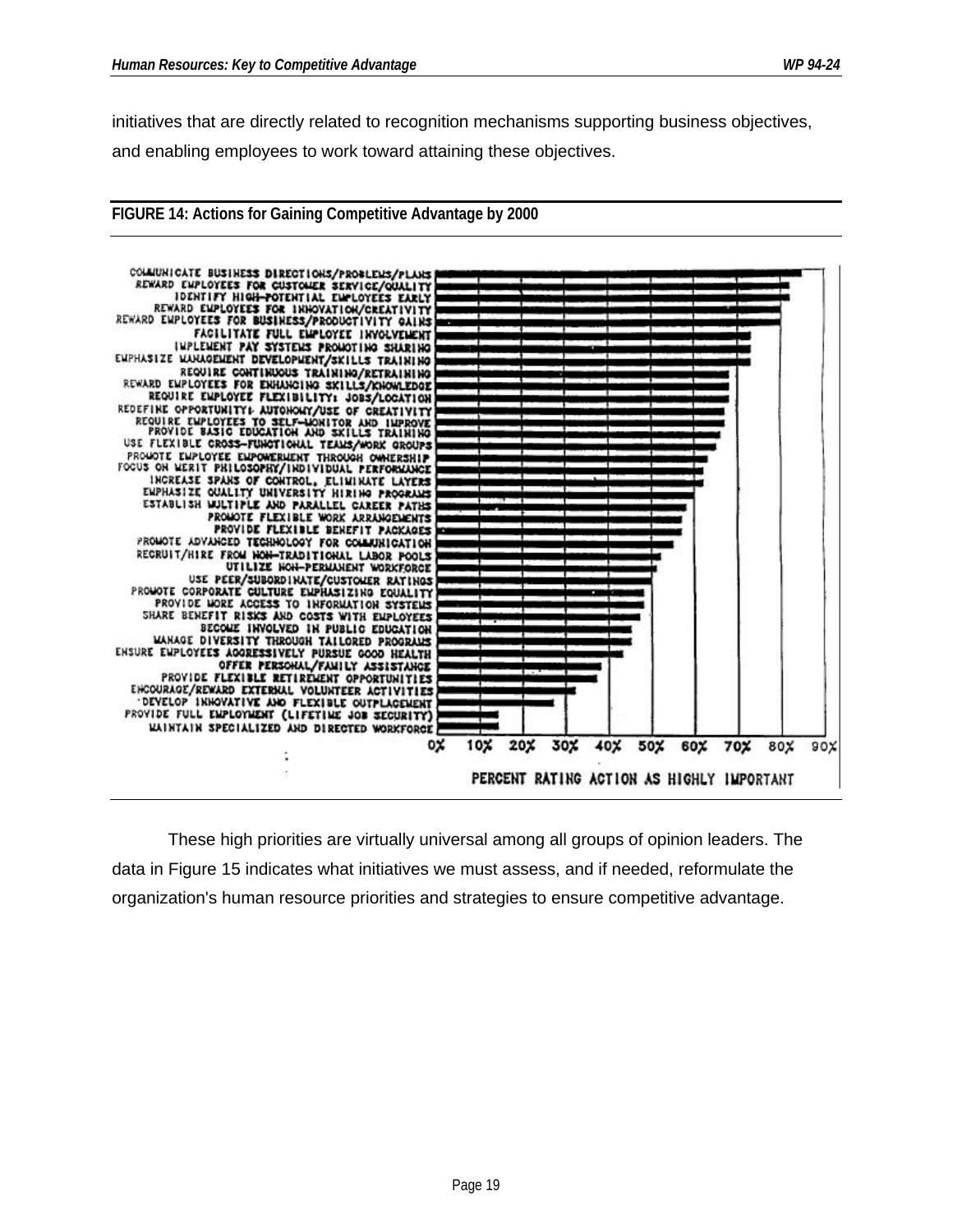initiatives that are directly related to recognition mechanisms supporting business objectives, and enabling employees to work toward attaining these objectives.

**FIGURE 14: Actions for Gaining Competitive Advantage by 2000**

| Action |
|---|
| COMMUNICATE BUSINESS DIRECTIONS/PROBLEMS/PLANS |
| REWARD EMPLOYEES FOR CUSTOMER SERVICE/QUALITY |
| IDENTIFY HIGH-POTENTIAL EMPLOYEES EARLY |
| REWARD EMPLOYEES FOR INNOVATION/CREATIVITY |
| REWARD EMPLOYEES FOR BUSINESS/PRODUCTIVITY GAINS |
| FACILITATE FULL EMPLOYEE INVOLVEMENT |
| IMPLEMENT PAY SYSTEMS PROMOTING SHARING |
| EMPHASIZE MANAGEMENT DEVELOPMENT/SKILLS TRAINING |
| REQUIRE CONTINUOUS TRAINING/RETRAINING |
| REWARD EMPLOYEES FOR ENHANCING SKILLS/KNOWLEDGE |
| REQUIRE EMPLOYEE FLEXIBILITY: JOBS/LOCATION |
| REDEFINE OPPORTUNITY: AUTONOMY/USE OF CREATIVITY |
| REQUIRE EMPLOYEES TO SELF-MONITOR AND IMPROVE |
| PROVIDE BASIC EDUCATION AND SKILLS TRAINING |
| USE FLEXIBLE CROSS-FUNCTIONAL TEAMS/WORK GROUPS |
| PROMOTE EMPLOYEE EMPOWERMENT THROUGH OWNERSHIP |
| FOCUS ON MERIT PHILOSOPHY/INDIVIDUAL PERFORMANCE |
| INCREASE SPANS OF CONTROL, ELIMINATE LAYERS |
| EMPHASIZE QUALITY UNIVERSITY HIRING PROGRAMS |
| ESTABLISH MULTIPLE AND PARALLEL CAREER PATHS |
| PROMOTE FLEXIBLE WORK ARRANGEMENTS |
| PROVIDE FLEXIBLE BENEFIT PACKAGES |
| PROMOTE ADVANCED TECHNOLOGY FOR COMMUNICATION |
| RECRUIT/HIRE FROM NON-TRADITIONAL LABOR POOLS |
| UTILIZE NON-PERMANENT WORKFORCE |
| USE PEER/SUBORDINATE/CUSTOMER RATINGS |
| PROMOTE CORPORATE CULTURE EMPHASIZING EQUALITY |
| PROVIDE MORE ACCESS TO INFORMATION SYSTEMS |
| SHARE BENEFIT RISKS AND COSTS WITH EMPLOYEES |
| BECOME INVOLVED IN PUBLIC EDUCATION |
| MANAGE DIVERSITY THROUGH TAILORED PROGRAMS |
| ENSURE EMPLOYEES AGGRESSIVELY PURSUE GOOD HEALTH |
| OFFER PERSONAL/FAMILY ASSISTANCE |
| PROVIDE FLEXIBLE RETIREMENT OPPORTUNITIES |
| ENCOURAGE/REWARD EXTERNAL VOLUNTEER ACTIVITIES |
| DEVELOP INNOVATIVE AND FLEXIBLE OUTPLACEMENT |
| PROVIDE FULL EMPLOYMENT (LIFETIME JOB SECURITY) |
| MAINTAIN SPECIALIZED AND DIRECTED WORKFORCE |

0% 10% 20% 30% 40% 50% 60% 70% 80% 90%

PERCENT RATING ACTION AS HIGHLY IMPORTANT

These high priorities are virtually universal among all groups of opinion leaders. The data in Figure 15 indicates what initiatives we must assess, and if needed, reformulate the organization's human resource priorities and strategies to ensure competitive advantage.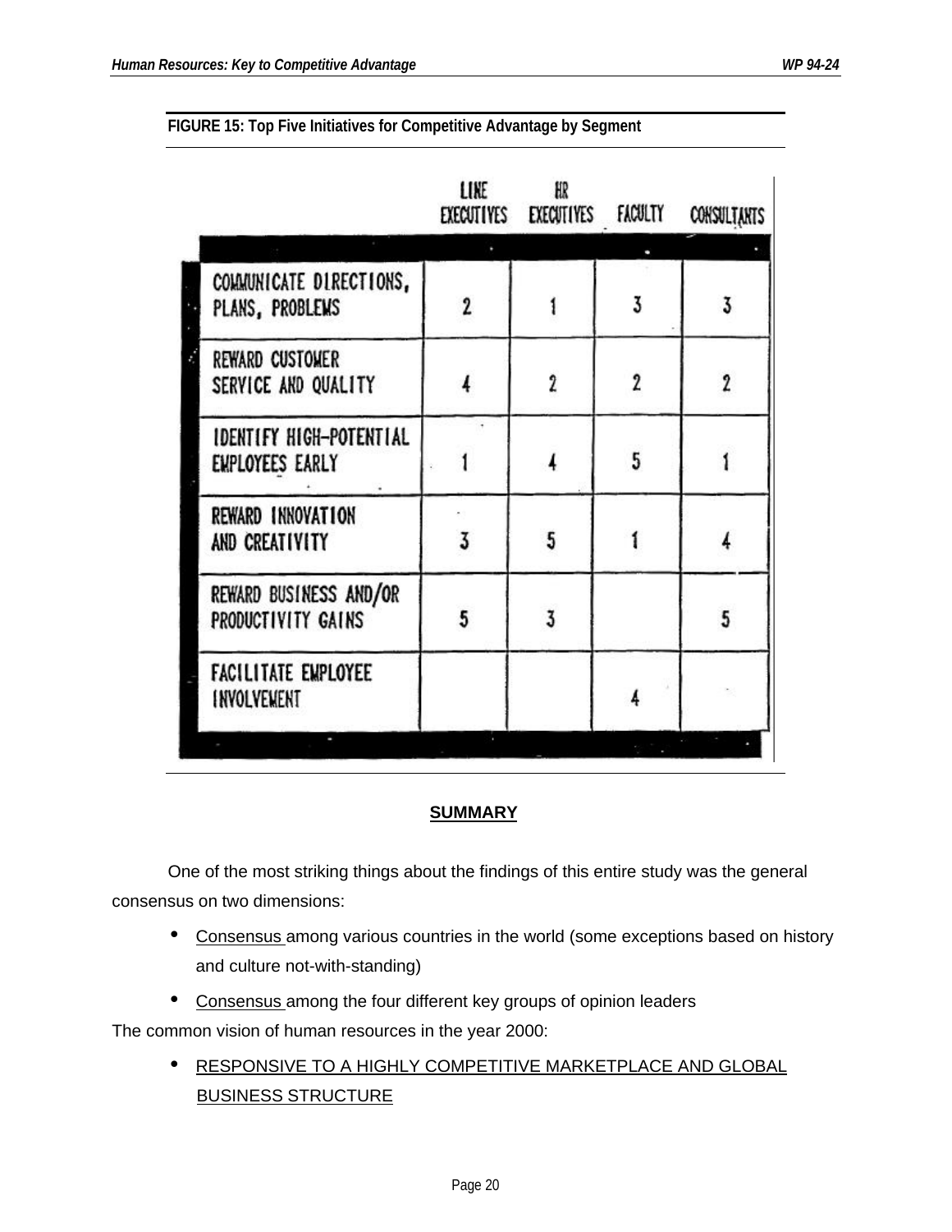**FIGURE 15: Top Five Initiatives for Competitive Advantage by Segment**

| | LINE EXECUTIVES | HR EXECUTIVES | FACULTY | CONSULTANTS |
|---|---|---|---|---|
| COMMUNICATE DIRECTIONS, PLANS, PROBLEMS | 2 | 1 | 3 | 3 |
| REWARD CUSTOMER SERVICE AND QUALITY | 4 | 2 | 2 | 2 |
| IDENTIFY HIGH-POTENTIAL EMPLOYEES EARLY | 1 | 4 | 5 | 1 |
| REWARD INNOVATION AND CREATIVITY | 3 | 5 | 1 | 4 |
| REWARD BUSINESS AND/OR PRODUCTIVITY GAINS | 5 | 3 | | 5 |
| FACILITATE EMPLOYEE INVOLVEMENT | | | 4 | |

## SUMMARY

One of the most striking things about the findings of this entire study was the general consensus on two dimensions:

- Consensus among various countries in the world (some exceptions based on history and culture not-with-standing)
- Consensus among the four different key groups of opinion leaders

The common vision of human resources in the year 2000:

- RESPONSIVE TO A HIGHLY COMPETITIVE MARKETPLACE AND GLOBAL BUSINESS STRUCTURE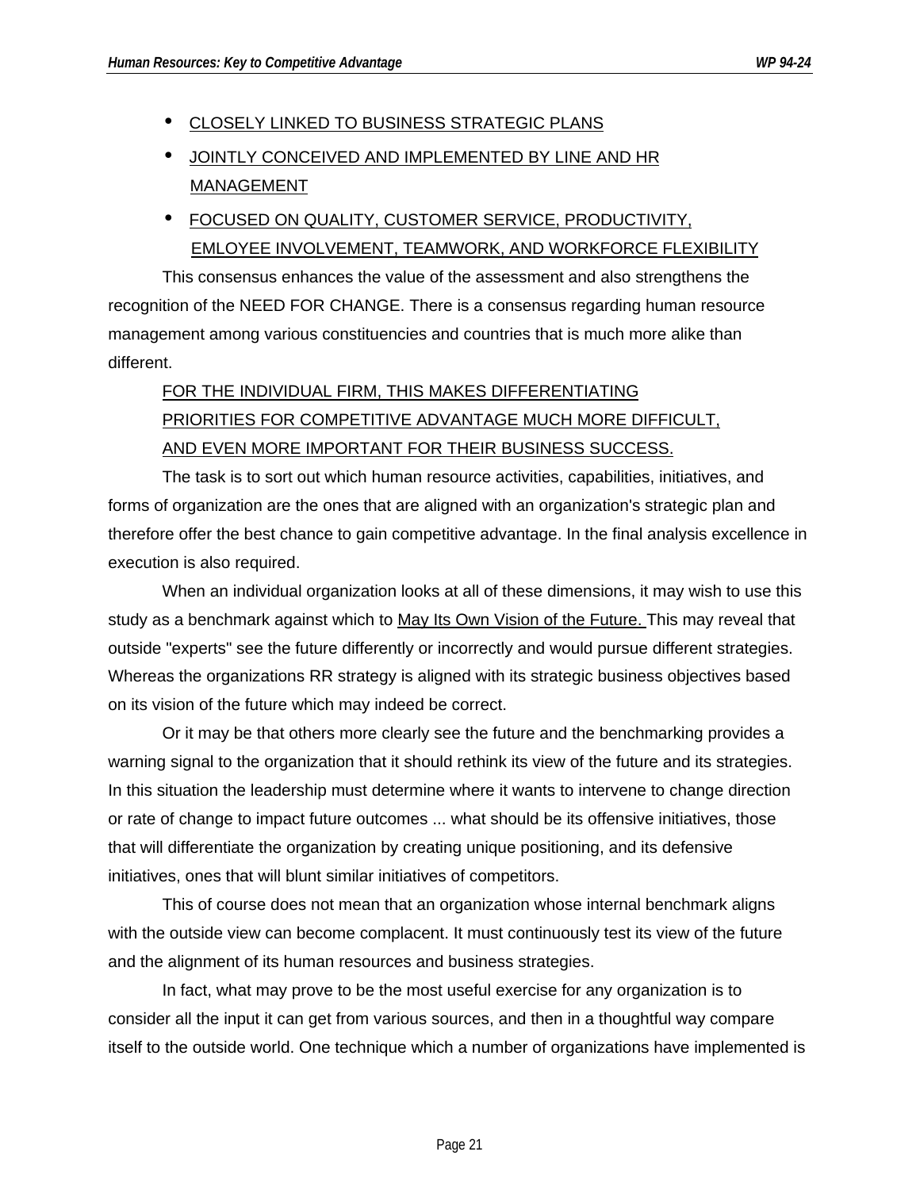- CLOSELY LINKED TO BUSINESS STRATEGIC PLANS
- JOINTLY CONCEIVED AND IMPLEMENTED BY LINE AND HR MANAGEMENT
- FOCUSED ON QUALITY, CUSTOMER SERVICE, PRODUCTIVITY, EMLOYEE INVOLVEMENT, TEAMWORK, AND WORKFORCE FLEXIBILITY

This consensus enhances the value of the assessment and also strengthens the recognition of the NEED FOR CHANGE. There is a consensus regarding human resource management among various constituencies and countries that is much more alike than different.

FOR THE INDIVIDUAL FIRM, THIS MAKES DIFFERENTIATING PRIORITIES FOR COMPETITIVE ADVANTAGE MUCH MORE DIFFICULT, AND EVEN MORE IMPORTANT FOR THEIR BUSINESS SUCCESS.

The task is to sort out which human resource activities, capabilities, initiatives, and forms of organization are the ones that are aligned with an organization's strategic plan and therefore offer the best chance to gain competitive advantage. In the final analysis excellence in execution is also required.

When an individual organization looks at all of these dimensions, it may wish to use this study as a benchmark against which to May Its Own Vision of the Future. This may reveal that outside "experts" see the future differently or incorrectly and would pursue different strategies. Whereas the organizations RR strategy is aligned with its strategic business objectives based on its vision of the future which may indeed be correct.

Or it may be that others more clearly see the future and the benchmarking provides a warning signal to the organization that it should rethink its view of the future and its strategies. In this situation the leadership must determine where it wants to intervene to change direction or rate of change to impact future outcomes ... what should be its offensive initiatives, those that will differentiate the organization by creating unique positioning, and its defensive initiatives, ones that will blunt similar initiatives of competitors.

This of course does not mean that an organization whose internal benchmark aligns with the outside view can become complacent. It must continuously test its view of the future and the alignment of its human resources and business strategies.

In fact, what may prove to be the most useful exercise for any organization is to consider all the input it can get from various sources, and then in a thoughtful way compare itself to the outside world. One technique which a number of organizations have implemented is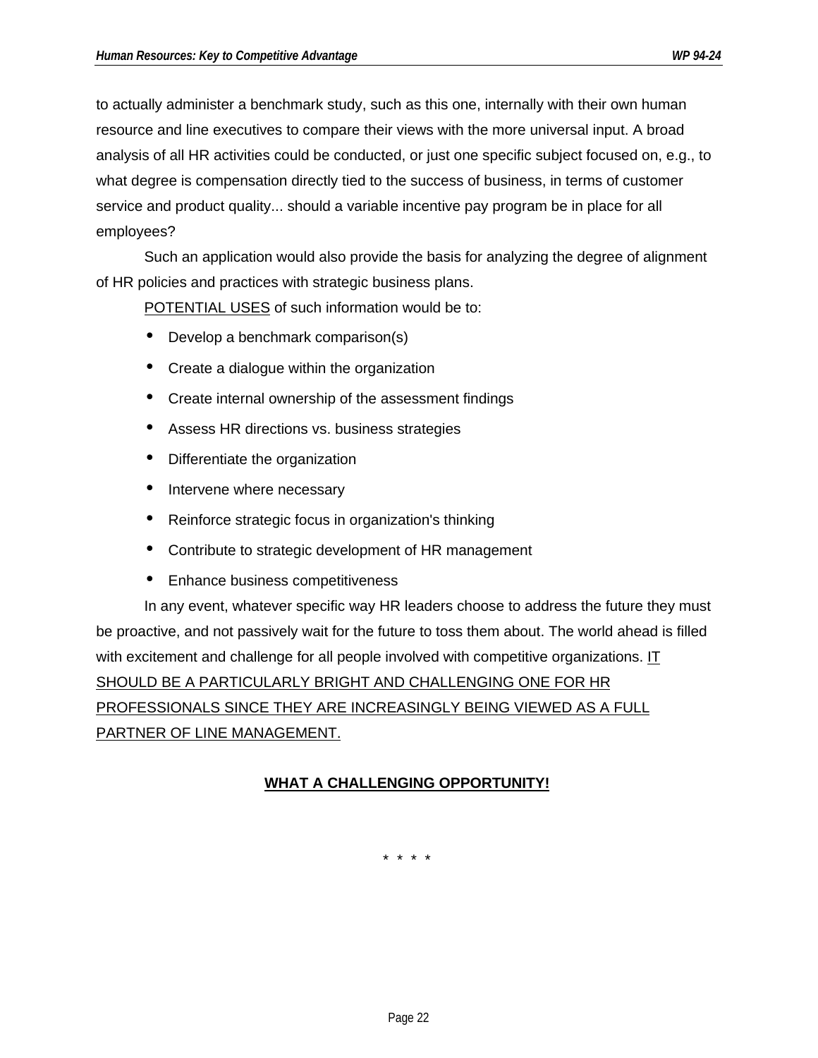to actually administer a benchmark study, such as this one, internally with their own human resource and line executives to compare their views with the more universal input. A broad analysis of all HR activities could be conducted, or just one specific subject focused on, e.g., to what degree is compensation directly tied to the success of business, in terms of customer service and product quality... should a variable incentive pay program be in place for all employees?

Such an application would also provide the basis for analyzing the degree of alignment of HR policies and practices with strategic business plans.

POTENTIAL USES of such information would be to:

- Develop a benchmark comparison(s)
- Create a dialogue within the organization
- Create internal ownership of the assessment findings
- Assess HR directions vs. business strategies
- Differentiate the organization
- Intervene where necessary
- Reinforce strategic focus in organization's thinking
- Contribute to strategic development of HR management
- Enhance business competitiveness

In any event, whatever specific way HR leaders choose to address the future they must be proactive, and not passively wait for the future to toss them about. The world ahead is filled with excitement and challenge for all people involved with competitive organizations. IT SHOULD BE A PARTICULARLY BRIGHT AND CHALLENGING ONE FOR HR PROFESSIONALS SINCE THEY ARE INCREASINGLY BEING VIEWED AS A FULL PARTNER OF LINE MANAGEMENT.

**WHAT A CHALLENGING OPPORTUNITY!**

\* \* \* \*